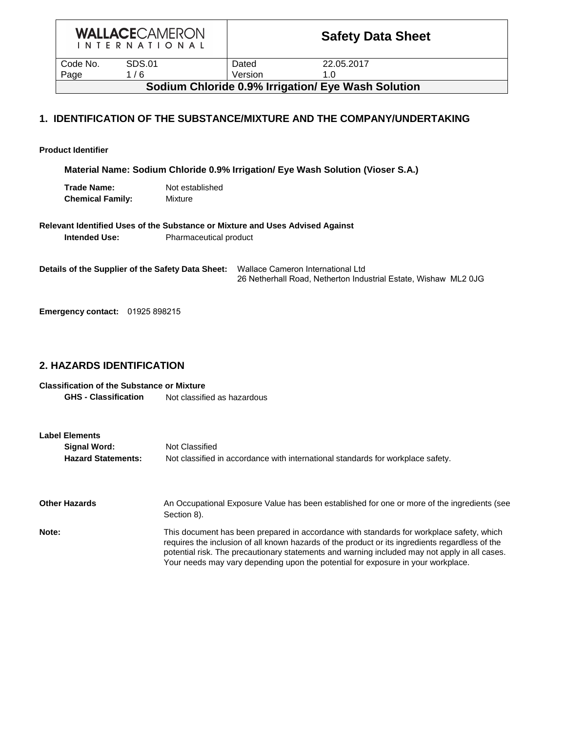# Safety Data Sheet

**Sodium Chloride 0.9% Irrigation/ Eye Wash Solution**

## 1. IDENTIFICATION OF THE SUBSTANCE/MIXTURE AND THE COMPANY/UNDERTAKING

**Product Identifier**

**Material Name: Sodium Chloride 0.9% Irrigation/ Eye Wash Solution (Vioser S.A.)**

**Trade Name:** Not established
**Chemical Family:** Mixture

**Relevant Identified Uses of the Substance or Mixture and Uses Advised Against**

**Intended Use:** Pharmaceutical product

**Details of the Supplier of the Safety Data Sheet:** Wallace Cameron International Ltd
26 Netherhall Road, Netherton Industrial Estate, Wishaw ML2 0JG

**Emergency contact:** 01925 898215

## 2. HAZARDS IDENTIFICATION

**Classification of the Substance or Mixture**

**GHS - Classification** Not classified as hazardous

**Label Elements**

**Signal Word:** Not Classified
**Hazard Statements:** Not classified in accordance with international standards for workplace safety.

**Other Hazards** An Occupational Exposure Value has been established for one or more of the ingredients (see Section 8).

**Note:** This document has been prepared in accordance with standards for workplace safety, which requires the inclusion of all known hazards of the product or its ingredients regardless of the potential risk. The precautionary statements and warning included may not apply in all cases. Your needs may vary depending upon the potential for exposure in your workplace.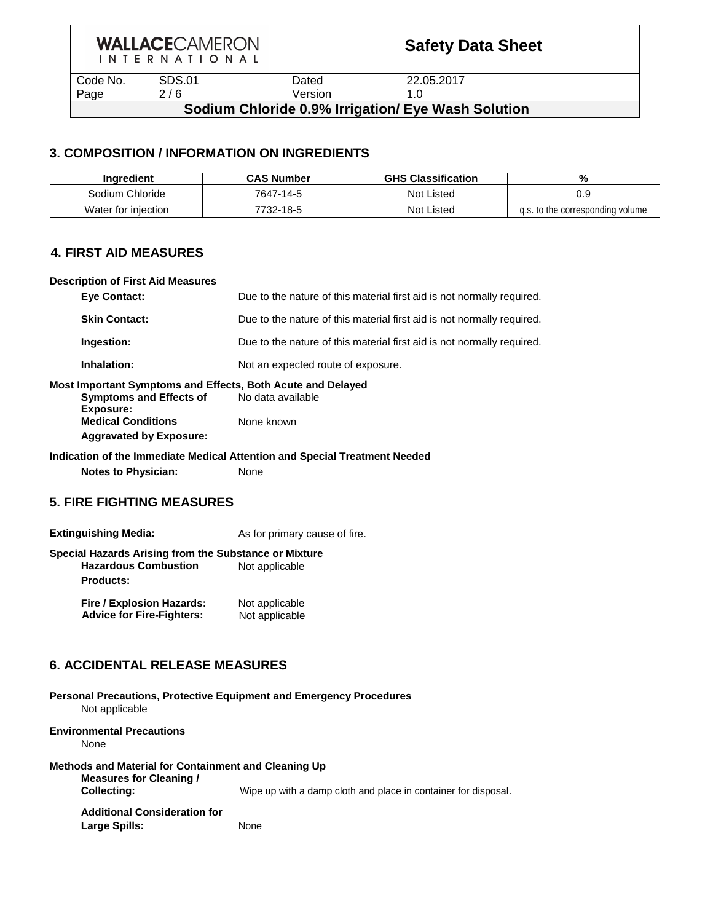## 3. COMPOSITION / INFORMATION ON INGREDIENTS

| Ingredient | CAS Number | GHS Classification | % |
|---|---|---|---|
| Sodium Chloride | 7647-14-5 | Not Listed | 0.9 |
| Water for injection | 7732-18-5 | Not Listed | q.s. to the corresponding volume |

## 4. FIRST AID MEASURES

**Description of First Aid Measures**

**Eye Contact:** Due to the nature of this material first aid is not normally required.

**Skin Contact:** Due to the nature of this material first aid is not normally required.

**Ingestion:** Due to the nature of this material first aid is not normally required.

**Inhalation:** Not an expected route of exposure.

**Most Important Symptoms and Effects, Both Acute and Delayed**

**Symptoms and Effects of Exposure:** No data available

**Medical Conditions Aggravated by Exposure:** None known

**Indication of the Immediate Medical Attention and Special Treatment Needed**

**Notes to Physician:** None

## 5. FIRE FIGHTING MEASURES

**Extinguishing Media:** As for primary cause of fire.

**Special Hazards Arising from the Substance or Mixture**

**Hazardous Combustion Products:** Not applicable

**Fire / Explosion Hazards:** Not applicable

**Advice for Fire-Fighters:** Not applicable

## 6. ACCIDENTAL RELEASE MEASURES

**Personal Precautions, Protective Equipment and Emergency Procedures**

Not applicable

**Environmental Precautions**

None

**Methods and Material for Containment and Cleaning Up**

**Measures for Cleaning / Collecting:** Wipe up with a damp cloth and place in container for disposal.

**Additional Consideration for Large Spills:** None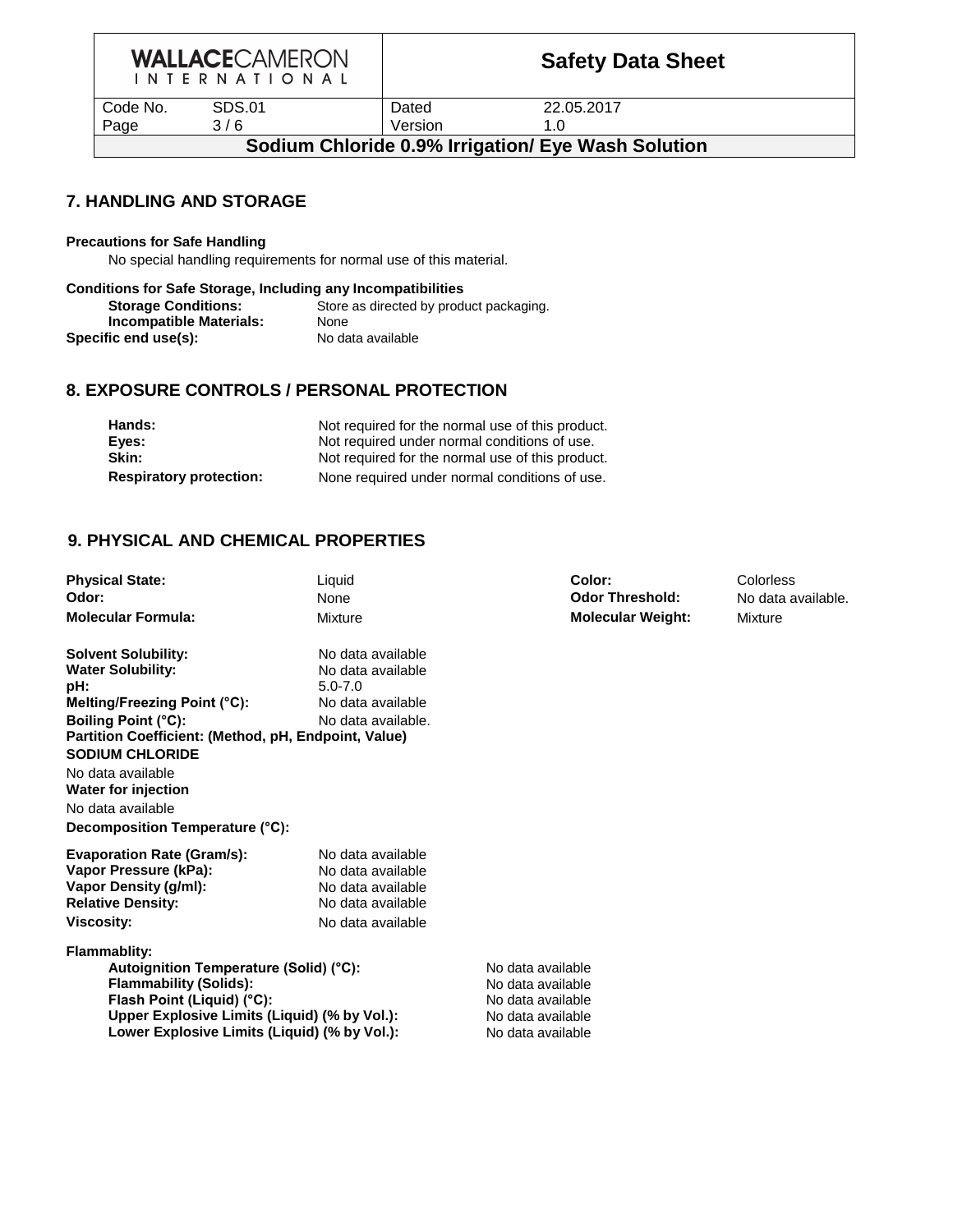## 7. HANDLING AND STORAGE

**Precautions for Safe Handling**

No special handling requirements for normal use of this material.

**Conditions for Safe Storage, Including any Incompatibilities**

**Storage Conditions:** Store as directed by product packaging.

**Incompatible Materials:** None

**Specific end use(s):** No data available

## 8. EXPOSURE CONTROLS / PERSONAL PROTECTION

| | |
|---|---|
| **Hands:** | Not required for the normal use of this product. |
| **Eyes:** | Not required under normal conditions of use. |
| **Skin:** | Not required for the normal use of this product. |
| **Respiratory protection:** | None required under normal conditions of use. |

## 9. PHYSICAL AND CHEMICAL PROPERTIES

| | | | |
|---|---|---|---|
| **Physical State:** | Liquid | **Color:** | Colorless |
| **Odor:** | None | **Odor Threshold:** | No data available. |
| **Molecular Formula:** | Mixture | **Molecular Weight:** | Mixture |

**Solvent Solubility:** No data available
**Water Solubility:** No data available
**pH:** 5.0-7.0
**Melting/Freezing Point (°C):** No data available
**Boiling Point (°C):** No data available.
**Partition Coefficient: (Method, pH, Endpoint, Value)**

**SODIUM CHLORIDE**

No data available

**Water for injection**

No data available

**Decomposition Temperature (°C):**

**Evaporation Rate (Gram/s):** No data available
**Vapor Pressure (kPa):** No data available
**Vapor Density (g/ml):** No data available
**Relative Density:** No data available
**Viscosity:** No data available

**Flammablity:**

**Autoignition Temperature (Solid) (°C):** No data available
**Flammability (Solids):** No data available
**Flash Point (Liquid) (°C):** No data available
**Upper Explosive Limits (Liquid) (% by Vol.):** No data available
**Lower Explosive Limits (Liquid) (% by Vol.):** No data available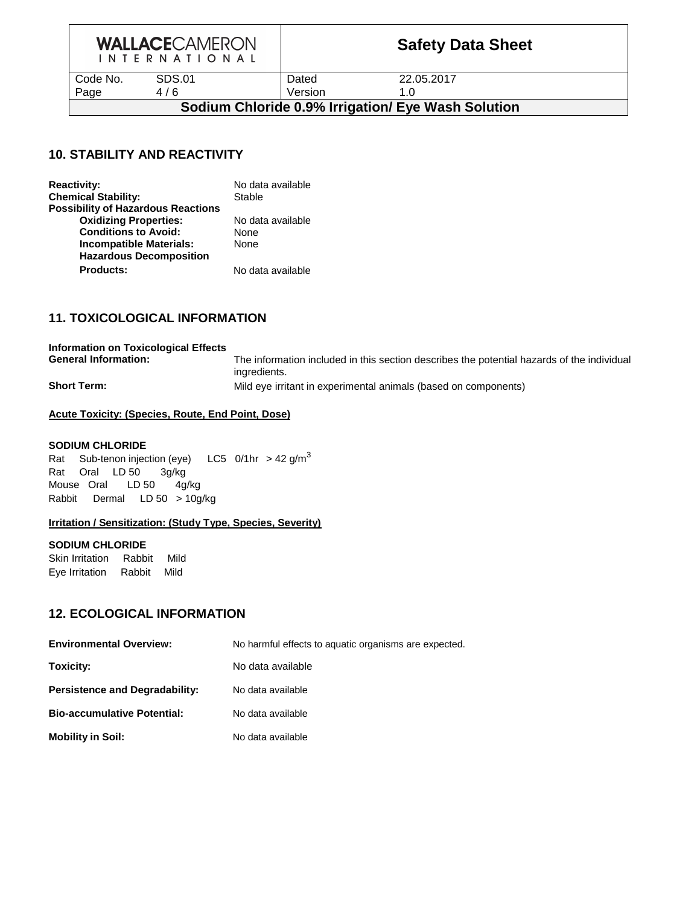## 10. STABILITY AND REACTIVITY

**Reactivity:** No data available
**Chemical Stability:** Stable
**Possibility of Hazardous Reactions**
**Oxidizing Properties:** No data available
**Conditions to Avoid:** None
**Incompatible Materials:** None
**Hazardous Decomposition Products:** No data available

## 11. TOXICOLOGICAL INFORMATION

**Information on Toxicological Effects**
**General Information:** The information included in this section describes the potential hazards of the individual ingredients.
**Short Term:** Mild eye irritant in experimental animals (based on components)

**Acute Toxicity: (Species, Route, End Point, Dose)**

**SODIUM CHLORIDE**
Rat Sub-tenon injection (eye) LC5 0/1hr > 42 g/m$^3$
Rat Oral LD 50 3g/kg
Mouse Oral LD 50 4g/kg
Rabbit Dermal LD 50 > 10g/kg

**Irritation / Sensitization: (Study Type, Species, Severity)**

**SODIUM CHLORIDE**
Skin Irritation Rabbit Mild
Eye Irritation Rabbit Mild

## 12. ECOLOGICAL INFORMATION

**Environmental Overview:** No harmful effects to aquatic organisms are expected.

**Toxicity:** No data available

**Persistence and Degradability:** No data available

**Bio-accumulative Potential:** No data available

**Mobility in Soil:** No data available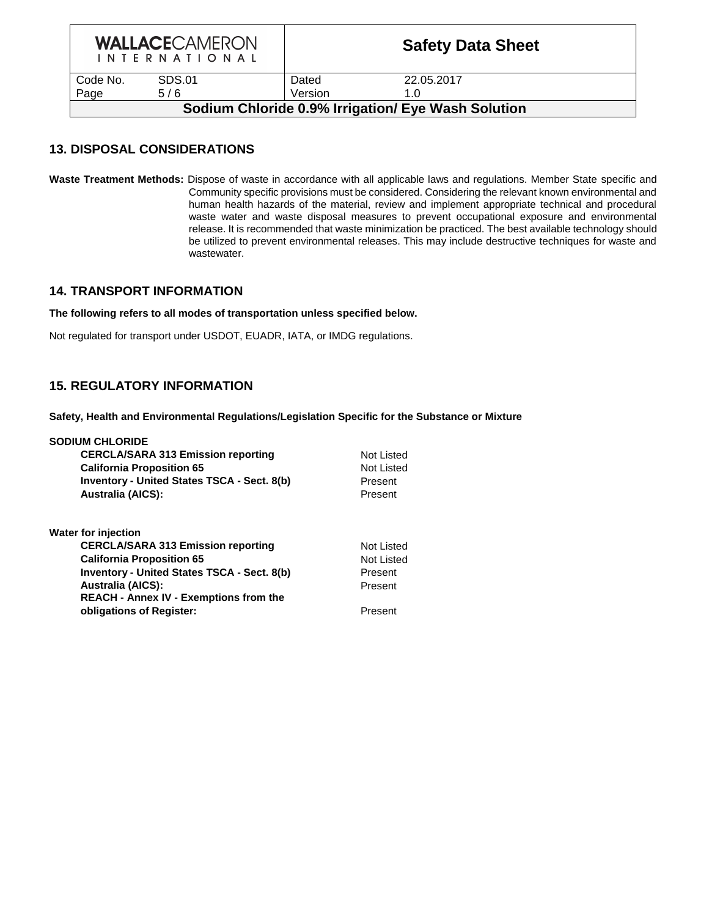## 13. DISPOSAL CONSIDERATIONS

**Waste Treatment Methods:** Dispose of waste in accordance with all applicable laws and regulations. Member State specific and Community specific provisions must be considered. Considering the relevant known environmental and human health hazards of the material, review and implement appropriate technical and procedural waste water and waste disposal measures to prevent occupational exposure and environmental release. It is recommended that waste minimization be practiced. The best available technology should be utilized to prevent environmental releases. This may include destructive techniques for waste and wastewater.

## 14. TRANSPORT INFORMATION

**The following refers to all modes of transportation unless specified below.**

Not regulated for transport under USDOT, EUADR, IATA, or IMDG regulations.

## 15. REGULATORY INFORMATION

**Safety, Health and Environmental Regulations/Legislation Specific for the Substance or Mixture**

**SODIUM CHLORIDE**

| | |
|---|---|
| **CERCLA/SARA 313 Emission reporting** | Not Listed |
| **California Proposition 65** | Not Listed |
| **Inventory - United States TSCA - Sect. 8(b)** | Present |
| **Australia (AICS):** | Present |

**Water for injection**

| | |
|---|---|
| **CERCLA/SARA 313 Emission reporting** | Not Listed |
| **California Proposition 65** | Not Listed |
| **Inventory - United States TSCA - Sect. 8(b)** | Present |
| **Australia (AICS):** | Present |
| **REACH - Annex IV - Exemptions from the obligations of Register:** | Present |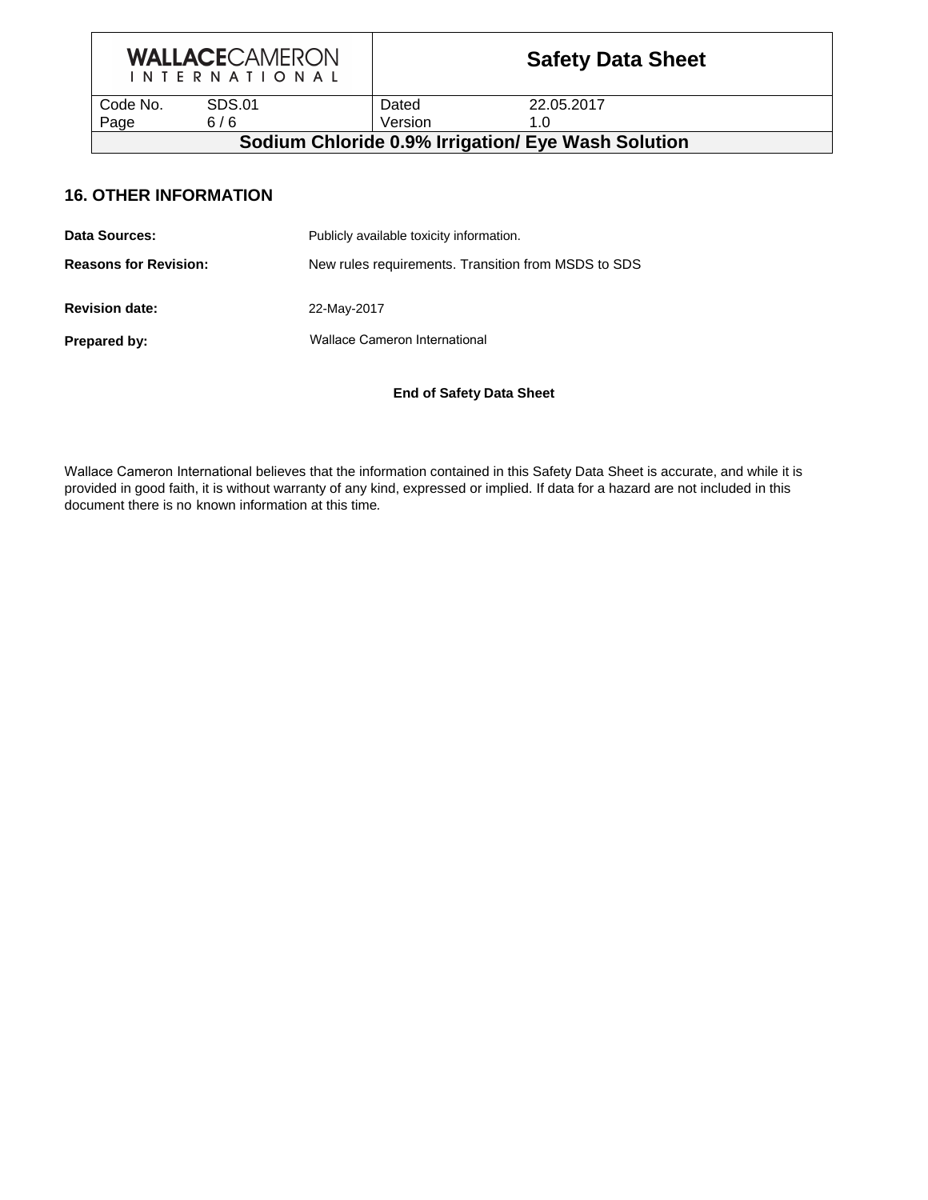## 16. OTHER INFORMATION

| | |
|---|---|
| **Data Sources:** | Publicly available toxicity information. |
| **Reasons for Revision:** | New rules requirements. Transition from MSDS to SDS |
| **Revision date:** | 22-May-2017 |
| **Prepared by:** | Wallace Cameron International |

**End of Safety Data Sheet**

Wallace Cameron International believes that the information contained in this Safety Data Sheet is accurate, and while it is provided in good faith, it is without warranty of any kind, expressed or implied. If data for a hazard are not included in this document there is no known information at this time.